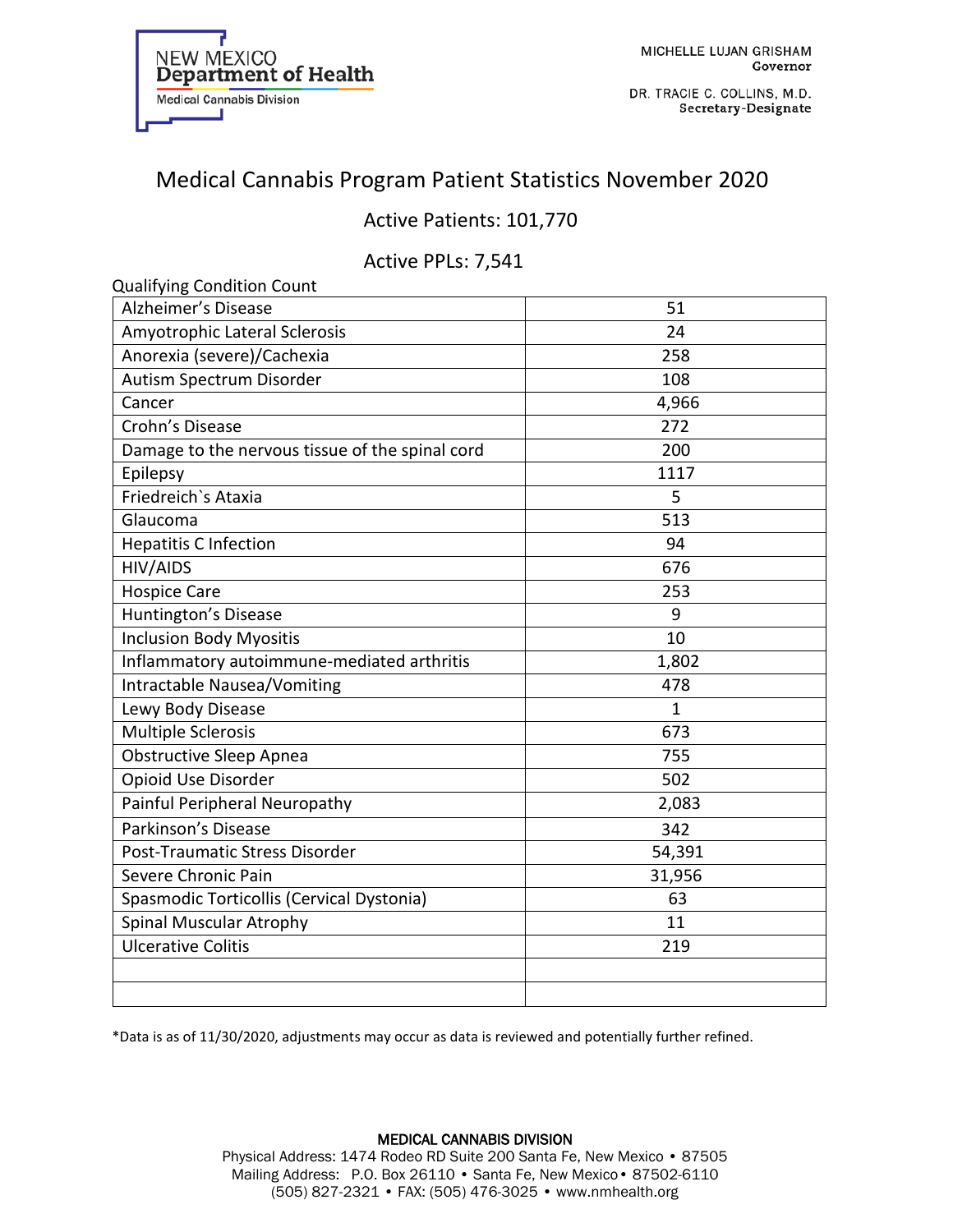NEW MEXICO
**Department of Health**
Medical Cannabis Division

MICHELLE LUJAN GRISHAM
Governor

DR. TRACIE C. COLLINS, M.D.
Secretary-Designate

# Medical Cannabis Program Patient Statistics November 2020

## Active Patients: 101,770

## Active PPLs: 7,541

Qualifying Condition Count

| | |
|---|---|
| Alzheimer's Disease | 51 |
| Amyotrophic Lateral Sclerosis | 24 |
| Anorexia (severe)/Cachexia | 258 |
| Autism Spectrum Disorder | 108 |
| Cancer | 4,966 |
| Crohn's Disease | 272 |
| Damage to the nervous tissue of the spinal cord | 200 |
| Epilepsy | 1117 |
| Friedreich`s Ataxia | 5 |
| Glaucoma | 513 |
| Hepatitis C Infection | 94 |
| HIV/AIDS | 676 |
| Hospice Care | 253 |
| Huntington's Disease | 9 |
| Inclusion Body Myositis | 10 |
| Inflammatory autoimmune-mediated arthritis | 1,802 |
| Intractable Nausea/Vomiting | 478 |
| Lewy Body Disease | 1 |
| Multiple Sclerosis | 673 |
| Obstructive Sleep Apnea | 755 |
| Opioid Use Disorder | 502 |
| Painful Peripheral Neuropathy | 2,083 |
| Parkinson's Disease | 342 |
| Post-Traumatic Stress Disorder | 54,391 |
| Severe Chronic Pain | 31,956 |
| Spasmodic Torticollis (Cervical Dystonia) | 63 |
| Spinal Muscular Atrophy | 11 |
| Ulcerative Colitis | 219 |
| | |
| | |

*Data is as of 11/30/2020, adjustments may occur as data is reviewed and potentially further refined.

MEDICAL CANNABIS DIVISION
Physical Address: 1474 Rodeo RD Suite 200 Santa Fe, New Mexico • 87505
Mailing Address: P.O. Box 26110 • Santa Fe, New Mexico • 87502-6110
(505) 827-2321 • FAX: (505) 476-3025 • www.nmhealth.org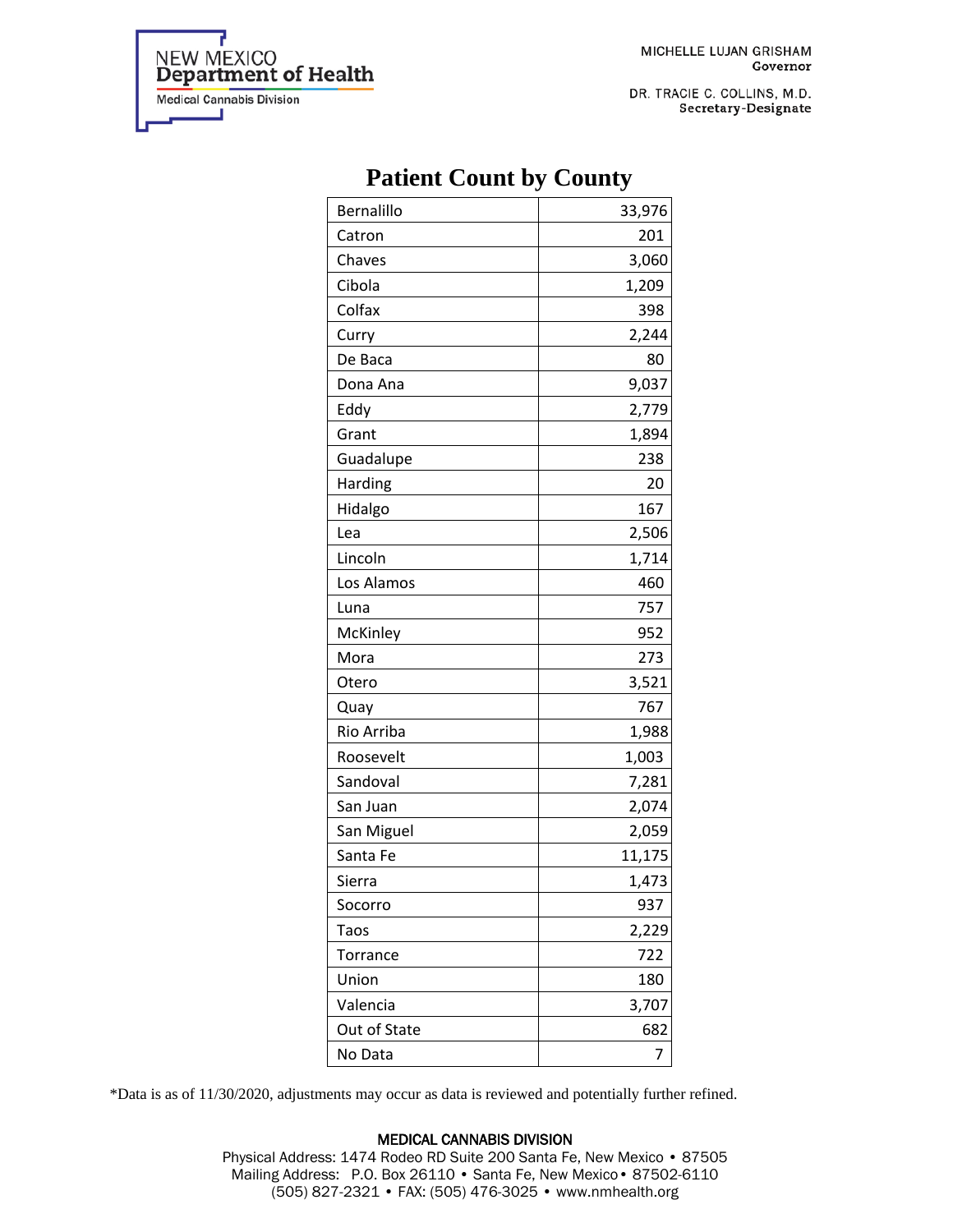NEW MEXICO
**Department of Health**
Medical Cannabis Division

MICHELLE LUJAN GRISHAM
Governor

DR. TRACIE C. COLLINS, M.D.
Secretary-Designate

# Patient Count by County

| | |
|---|---|
| Bernalillo | 33,976 |
| Catron | 201 |
| Chaves | 3,060 |
| Cibola | 1,209 |
| Colfax | 398 |
| Curry | 2,244 |
| De Baca | 80 |
| Dona Ana | 9,037 |
| Eddy | 2,779 |
| Grant | 1,894 |
| Guadalupe | 238 |
| Harding | 20 |
| Hidalgo | 167 |
| Lea | 2,506 |
| Lincoln | 1,714 |
| Los Alamos | 460 |
| Luna | 757 |
| McKinley | 952 |
| Mora | 273 |
| Otero | 3,521 |
| Quay | 767 |
| Rio Arriba | 1,988 |
| Roosevelt | 1,003 |
| Sandoval | 7,281 |
| San Juan | 2,074 |
| San Miguel | 2,059 |
| Santa Fe | 11,175 |
| Sierra | 1,473 |
| Socorro | 937 |
| Taos | 2,229 |
| Torrance | 722 |
| Union | 180 |
| Valencia | 3,707 |
| Out of State | 682 |
| No Data | 7 |

*Data is as of 11/30/2020, adjustments may occur as data is reviewed and potentially further refined.

MEDICAL CANNABIS DIVISION
Physical Address: 1474 Rodeo RD Suite 200 Santa Fe, New Mexico • 87505
Mailing Address: P.O. Box 26110 • Santa Fe, New Mexico • 87502-6110
(505) 827-2321 • FAX: (505) 476-3025 • www.nmhealth.org